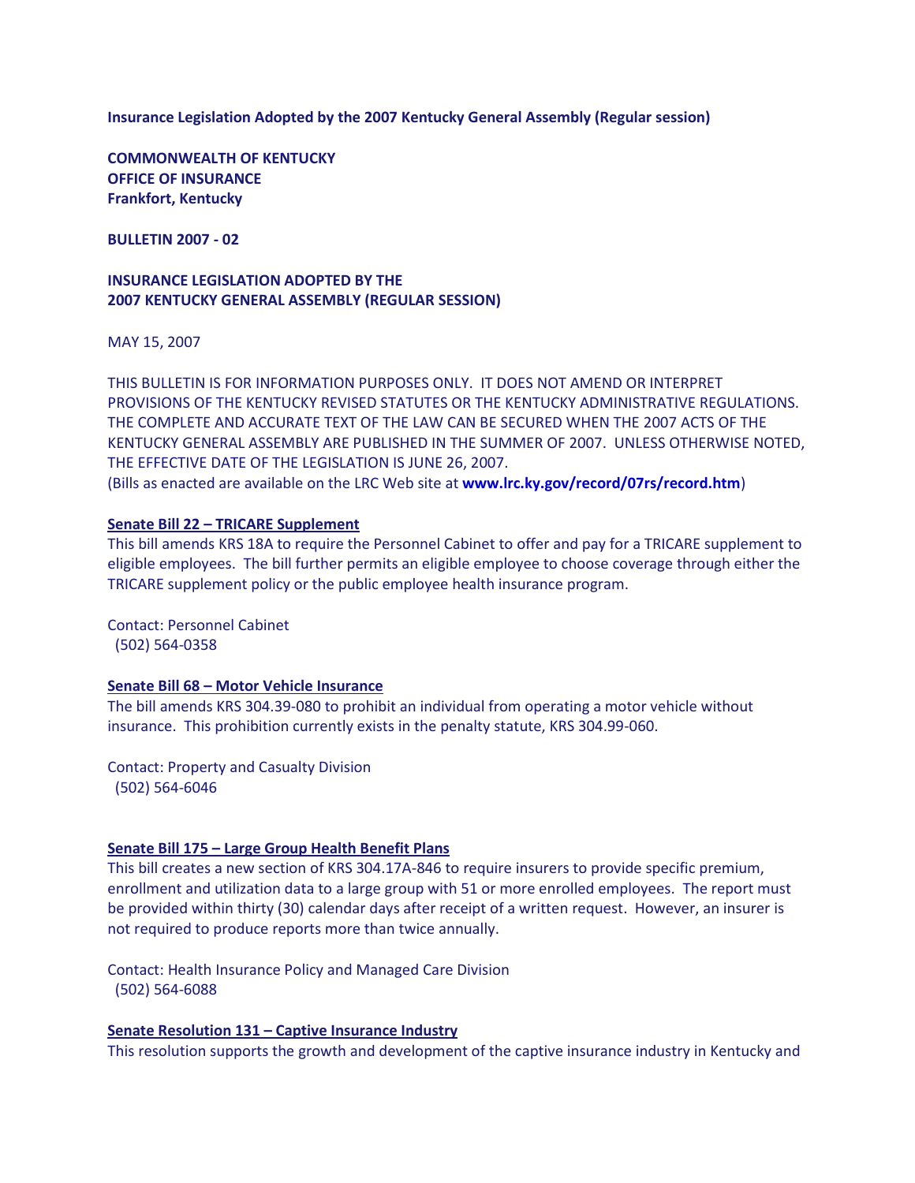**Insurance Legislation Adopted by the 2007 Kentucky General Assembly (Regular session)**

**COMMONWEALTH OF KENTUCKY**
**OFFICE OF INSURANCE**
**Frankfort, Kentucky**

**BULLETIN 2007 - 02**

**INSURANCE LEGISLATION ADOPTED BY THE**
**2007 KENTUCKY GENERAL ASSEMBLY (REGULAR SESSION)**

MAY 15, 2007

THIS BULLETIN IS FOR INFORMATION PURPOSES ONLY. IT DOES NOT AMEND OR INTERPRET PROVISIONS OF THE KENTUCKY REVISED STATUTES OR THE KENTUCKY ADMINISTRATIVE REGULATIONS. THE COMPLETE AND ACCURATE TEXT OF THE LAW CAN BE SECURED WHEN THE 2007 ACTS OF THE KENTUCKY GENERAL ASSEMBLY ARE PUBLISHED IN THE SUMMER OF 2007. UNLESS OTHERWISE NOTED, THE EFFECTIVE DATE OF THE LEGISLATION IS JUNE 26, 2007.
(Bills as enacted are available on the LRC Web site at **www.lrc.ky.gov/record/07rs/record.htm**)

**Senate Bill 22 – TRICARE Supplement**
This bill amends KRS 18A to require the Personnel Cabinet to offer and pay for a TRICARE supplement to eligible employees. The bill further permits an eligible employee to choose coverage through either the TRICARE supplement policy or the public employee health insurance program.

Contact: Personnel Cabinet
(502) 564-0358

**Senate Bill 68 – Motor Vehicle Insurance**
The bill amends KRS 304.39-080 to prohibit an individual from operating a motor vehicle without insurance. This prohibition currently exists in the penalty statute, KRS 304.99-060.

Contact: Property and Casualty Division
(502) 564-6046

**Senate Bill 175 – Large Group Health Benefit Plans**
This bill creates a new section of KRS 304.17A-846 to require insurers to provide specific premium, enrollment and utilization data to a large group with 51 or more enrolled employees. The report must be provided within thirty (30) calendar days after receipt of a written request. However, an insurer is not required to produce reports more than twice annually.

Contact: Health Insurance Policy and Managed Care Division
(502) 564-6088

**Senate Resolution 131 – Captive Insurance Industry**
This resolution supports the growth and development of the captive insurance industry in Kentucky and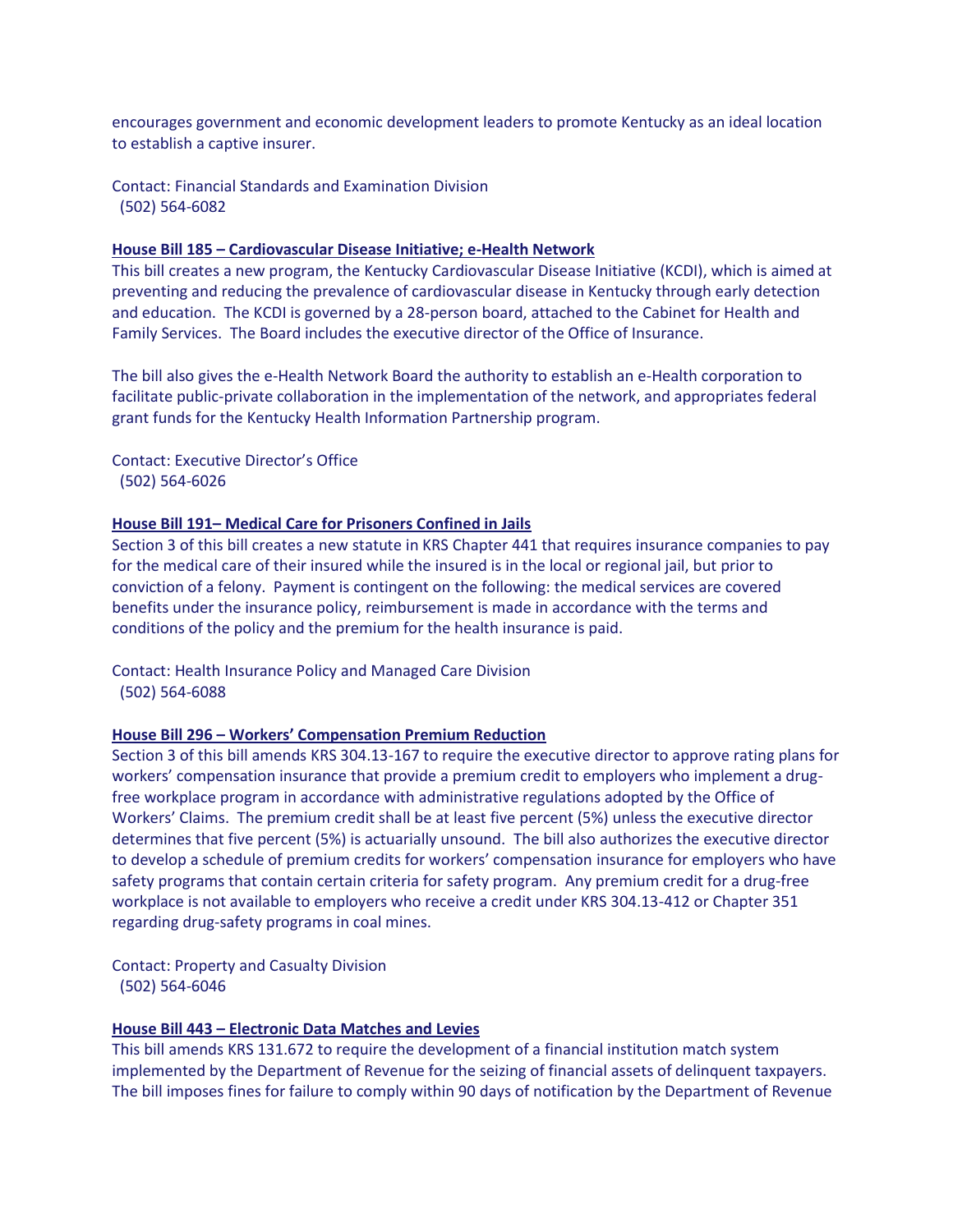encourages government and economic development leaders to promote Kentucky as an ideal location to establish a captive insurer.

Contact: Financial Standards and Examination Division
(502) 564-6082

**House Bill 185 – Cardiovascular Disease Initiative; e-Health Network**

This bill creates a new program, the Kentucky Cardiovascular Disease Initiative (KCDI), which is aimed at preventing and reducing the prevalence of cardiovascular disease in Kentucky through early detection and education. The KCDI is governed by a 28-person board, attached to the Cabinet for Health and Family Services. The Board includes the executive director of the Office of Insurance.

The bill also gives the e-Health Network Board the authority to establish an e-Health corporation to facilitate public-private collaboration in the implementation of the network, and appropriates federal grant funds for the Kentucky Health Information Partnership program.

Contact: Executive Director's Office
(502) 564-6026

**House Bill 191– Medical Care for Prisoners Confined in Jails**

Section 3 of this bill creates a new statute in KRS Chapter 441 that requires insurance companies to pay for the medical care of their insured while the insured is in the local or regional jail, but prior to conviction of a felony. Payment is contingent on the following: the medical services are covered benefits under the insurance policy, reimbursement is made in accordance with the terms and conditions of the policy and the premium for the health insurance is paid.

Contact: Health Insurance Policy and Managed Care Division
(502) 564-6088

**House Bill 296 – Workers' Compensation Premium Reduction**

Section 3 of this bill amends KRS 304.13-167 to require the executive director to approve rating plans for workers' compensation insurance that provide a premium credit to employers who implement a drug-free workplace program in accordance with administrative regulations adopted by the Office of Workers' Claims. The premium credit shall be at least five percent (5%) unless the executive director determines that five percent (5%) is actuarially unsound. The bill also authorizes the executive director to develop a schedule of premium credits for workers' compensation insurance for employers who have safety programs that contain certain criteria for safety program. Any premium credit for a drug-free workplace is not available to employers who receive a credit under KRS 304.13-412 or Chapter 351 regarding drug-safety programs in coal mines.

Contact: Property and Casualty Division
(502) 564-6046

**House Bill 443 – Electronic Data Matches and Levies**

This bill amends KRS 131.672 to require the development of a financial institution match system implemented by the Department of Revenue for the seizing of financial assets of delinquent taxpayers. The bill imposes fines for failure to comply within 90 days of notification by the Department of Revenue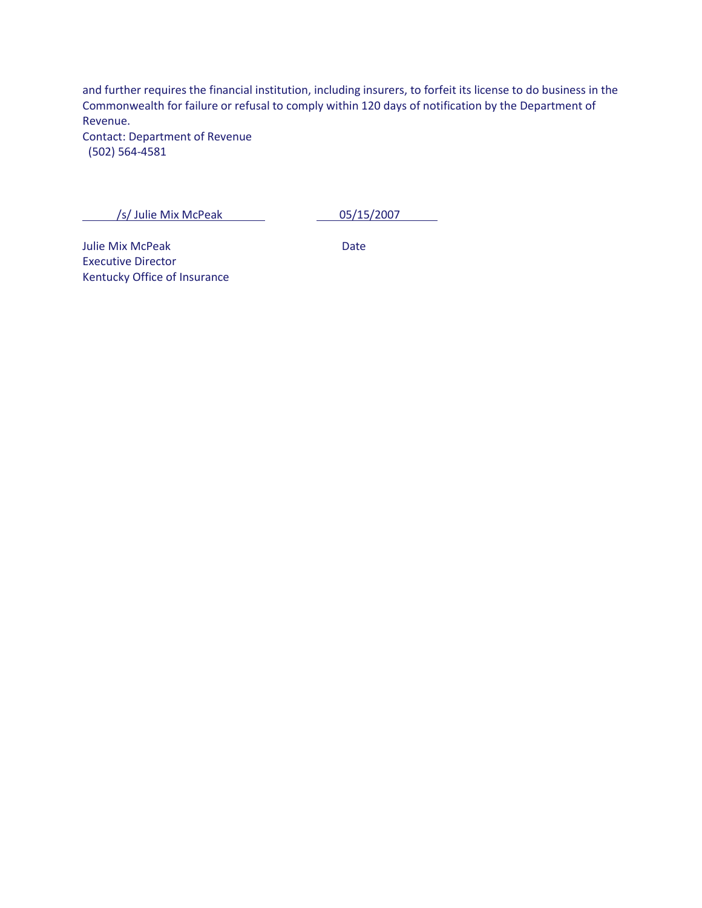and further requires the financial institution, including insurers, to forfeit its license to do business in the Commonwealth for failure or refusal to comply within 120 days of notification by the Department of Revenue.

Contact: Department of Revenue
(502) 564-4581

/s/ Julie Mix McPeak　　　　05/15/2007

Julie Mix McPeak　　　　Date
Executive Director
Kentucky Office of Insurance